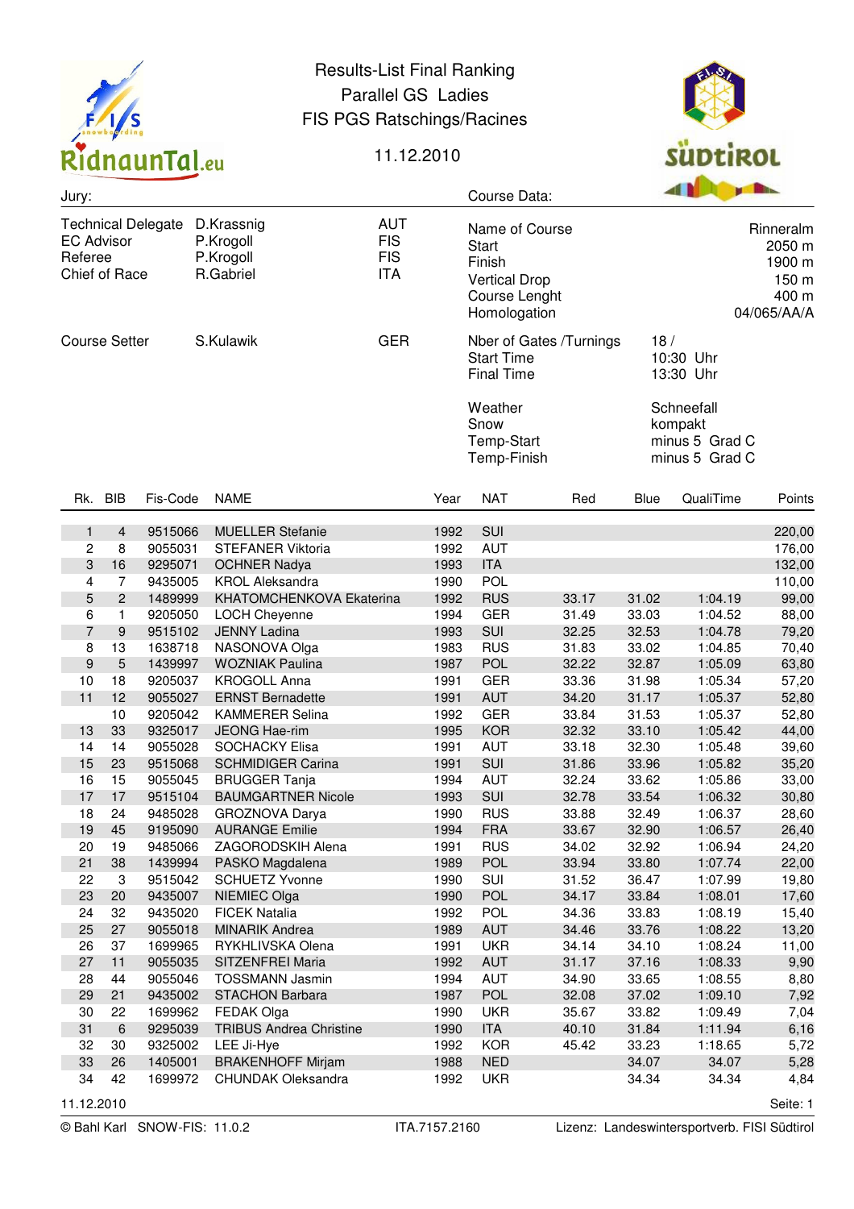# Results-List Final Ranking

## Parallel GS Ladies

## FIS PGS Ratschings/Racines

11.12.2010

RidnaunTal.eu

SüdtiroL

**Jury:**

| | | |
|---|---|---|
| Technical Delegate | D.Krassnig | AUT |
| EC Advisor | P.Krogoll | FIS |
| Referee | P.Krogoll | FIS |
| Chief of Race | R.Gabriel | ITA |
| Course Setter | S.Kulawik | GER |

**Course Data:**

| | |
|---|---|
| Name of Course | Rinneralm |
| Start | 2050 m |
| Finish | 1900 m |
| Vertical Drop | 150 m |
| Course Lenght | 400 m |
| Homologation | 04/065/AA/A |
| Nber of Gates /Turnings | 18 / |
| Start Time | 10:30 Uhr |
| Final Time | 13:30 Uhr |
| Weather | Schneefall |
| Snow | kompakt |
| Temp-Start | minus 5 Grad C |
| Temp-Finish | minus 5 Grad C |

| Rk. | BIB | Fis-Code | NAME | Year | NAT | Red | Blue | QualiTime | Points |
|---|---|---|---|---|---|---|---|---|---|
| 1 | 4 | 9515066 | MUELLER Stefanie | 1992 | SUI | | | | 220,00 |
| 2 | 8 | 9055031 | STEFANER Viktoria | 1992 | AUT | | | | 176,00 |
| 3 | 16 | 9295071 | OCHNER Nadya | 1993 | ITA | | | | 132,00 |
| 4 | 7 | 9435005 | KROL Aleksandra | 1990 | POL | | | | 110,00 |
| 5 | 2 | 1489999 | KHATOMCHENKOVA Ekaterina | 1992 | RUS | 33.17 | 31.02 | 1:04.19 | 99,00 |
| 6 | 1 | 9205050 | LOCH Cheyenne | 1994 | GER | 31.49 | 33.03 | 1:04.52 | 88,00 |
| 7 | 9 | 9515102 | JENNY Ladina | 1993 | SUI | 32.25 | 32.53 | 1:04.78 | 79,20 |
| 8 | 13 | 1638718 | NASONOVA Olga | 1983 | RUS | 31.83 | 33.02 | 1:04.85 | 70,40 |
| 9 | 5 | 1439997 | WOZNIAK Paulina | 1987 | POL | 32.22 | 32.87 | 1:05.09 | 63,80 |
| 10 | 18 | 9205037 | KROGOLL Anna | 1991 | GER | 33.36 | 31.98 | 1:05.34 | 57,20 |
| 11 | 12 | 9055027 | ERNST Bernadette | 1991 | AUT | 34.20 | 31.17 | 1:05.37 | 52,80 |
| | 10 | 9205042 | KAMMERER Selina | 1992 | GER | 33.84 | 31.53 | 1:05.37 | 52,80 |
| 13 | 33 | 9325017 | JEONG Hae-rim | 1995 | KOR | 32.32 | 33.10 | 1:05.42 | 44,00 |
| 14 | 14 | 9055028 | SOCHACKY Elisa | 1991 | AUT | 33.18 | 32.30 | 1:05.48 | 39,60 |
| 15 | 23 | 9515068 | SCHMIDIGER Carina | 1991 | SUI | 31.86 | 33.96 | 1:05.82 | 35,20 |
| 16 | 15 | 9055045 | BRUGGER Tanja | 1994 | AUT | 32.24 | 33.62 | 1:05.86 | 33,00 |
| 17 | 17 | 9515104 | BAUMGARTNER Nicole | 1993 | SUI | 32.78 | 33.54 | 1:06.32 | 30,80 |
| 18 | 24 | 9485028 | GROZNOVA Darya | 1990 | RUS | 33.88 | 32.49 | 1:06.37 | 28,60 |
| 19 | 45 | 9195090 | AURANGE Emilie | 1994 | FRA | 33.67 | 32.90 | 1:06.57 | 26,40 |
| 20 | 19 | 9485066 | ZAGORODSKIH Alena | 1991 | RUS | 34.02 | 32.92 | 1:06.94 | 24,20 |
| 21 | 38 | 1439994 | PASKO Magdalena | 1989 | POL | 33.94 | 33.80 | 1:07.74 | 22,00 |
| 22 | 3 | 9515042 | SCHUETZ Yvonne | 1990 | SUI | 31.52 | 36.47 | 1:07.99 | 19,80 |
| 23 | 20 | 9435007 | NIEMIEC Olga | 1990 | POL | 34.17 | 33.84 | 1:08.01 | 17,60 |
| 24 | 32 | 9435020 | FICEK Natalia | 1992 | POL | 34.36 | 33.83 | 1:08.19 | 15,40 |
| 25 | 27 | 9055018 | MINARIK Andrea | 1989 | AUT | 34.46 | 33.76 | 1:08.22 | 13,20 |
| 26 | 37 | 1699965 | RYKHLIVSKA Olena | 1991 | UKR | 34.14 | 34.10 | 1:08.24 | 11,00 |
| 27 | 11 | 9055035 | SITZENFREI Maria | 1992 | AUT | 31.17 | 37.16 | 1:08.33 | 9,90 |
| 28 | 44 | 9055046 | TOSSMANN Jasmin | 1994 | AUT | 34.90 | 33.65 | 1:08.55 | 8,80 |
| 29 | 21 | 9435002 | STACHON Barbara | 1987 | POL | 32.08 | 37.02 | 1:09.10 | 7,92 |
| 30 | 22 | 1699962 | FEDAK Olga | 1990 | UKR | 35.67 | 33.82 | 1:09.49 | 7,04 |
| 31 | 6 | 9295039 | TRIBUS Andrea Christine | 1990 | ITA | 40.10 | 31.84 | 1:11.94 | 6,16 |
| 32 | 30 | 9325002 | LEE Ji-Hye | 1992 | KOR | 45.42 | 33.23 | 1:18.65 | 5,72 |
| 33 | 26 | 1405001 | BRAKENHOFF Mirjam | 1988 | NED | | 34.07 | 34.07 | 5,28 |
| 34 | 42 | 1699972 | CHUNDAK Oleksandra | 1992 | UKR | | 34.34 | 34.34 | 4,84 |

11.12.2010

© Bahl Karl SNOW-FIS: 11.0.2 ITA.7157.2160 Lizenz: Landeswintersportverb. FISI Südtirol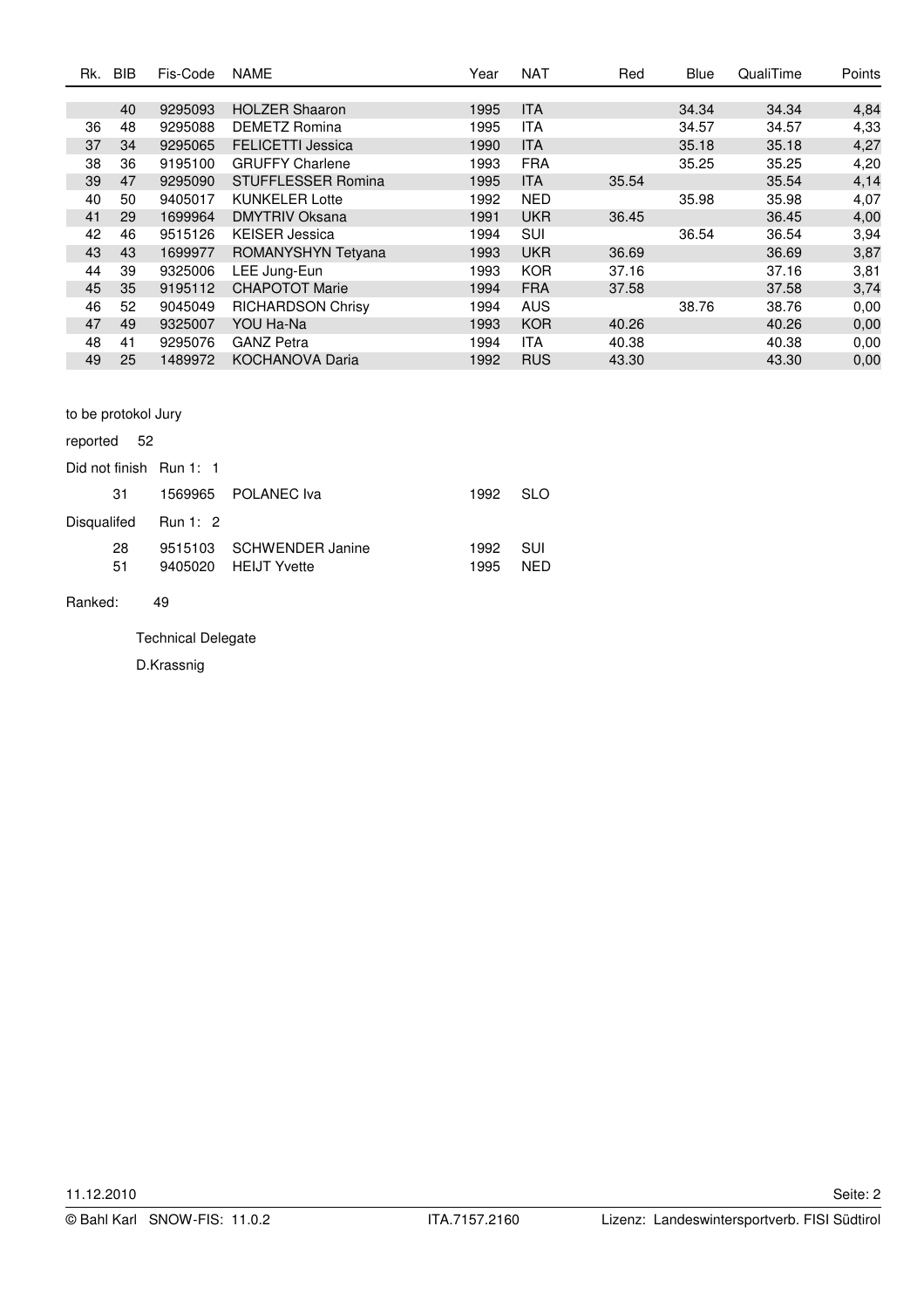| Rk. | BIB | Fis-Code | NAME | Year | NAT | Red | Blue | QualiTime | Points |
|---|---|---|---|---|---|---|---|---|---|
| | 40 | 9295093 | HOLZER Shaaron | 1995 | ITA | | 34.34 | 34.34 | 4,84 |
| 36 | 48 | 9295088 | DEMETZ Romina | 1995 | ITA | | 34.57 | 34.57 | 4,33 |
| 37 | 34 | 9295065 | FELICETTI Jessica | 1990 | ITA | | 35.18 | 35.18 | 4,27 |
| 38 | 36 | 9195100 | GRUFFY Charlene | 1993 | FRA | | 35.25 | 35.25 | 4,20 |
| 39 | 47 | 9295090 | STUFFLESSER Romina | 1995 | ITA | 35.54 | | 35.54 | 4,14 |
| 40 | 50 | 9405017 | KUNKELER Lotte | 1992 | NED | | 35.98 | 35.98 | 4,07 |
| 41 | 29 | 1699964 | DMYTRIV Oksana | 1991 | UKR | 36.45 | | 36.45 | 4,00 |
| 42 | 46 | 9515126 | KEISER Jessica | 1994 | SUI | | 36.54 | 36.54 | 3,94 |
| 43 | 43 | 1699977 | ROMANYSHYN Tetyana | 1993 | UKR | 36.69 | | 36.69 | 3,87 |
| 44 | 39 | 9325006 | LEE Jung-Eun | 1993 | KOR | 37.16 | | 37.16 | 3,81 |
| 45 | 35 | 9195112 | CHAPOTOT Marie | 1994 | FRA | 37.58 | | 37.58 | 3,74 |
| 46 | 52 | 9045049 | RICHARDSON Chrisy | 1994 | AUS | | 38.76 | 38.76 | 0,00 |
| 47 | 49 | 9325007 | YOU Ha-Na | 1993 | KOR | 40.26 | | 40.26 | 0,00 |
| 48 | 41 | 9295076 | GANZ Petra | 1994 | ITA | 40.38 | | 40.38 | 0,00 |
| 49 | 25 | 1489972 | KOCHANOVA Daria | 1992 | RUS | 43.30 | | 43.30 | 0,00 |

to be protokol Jury

reported 52

Did not finish Run 1: 1

| | | | | |
|---|---|---|---|---|
| 31 | 1569965 | POLANEC Iva | 1992 | SLO |

Disqualifed Run 1: 2

| | | | | |
|---|---|---|---|---|
| 28 | 9515103 | SCHWENDER Janine | 1992 | SUI |
| 51 | 9405020 | HEIJT Yvette | 1995 | NED |

Ranked: 49

Technical Delegate

D.Krassnig

11.12.2010

© Bahl Karl SNOW-FIS: 11.0.2 ITA.7157.2160 Lizenz: Landeswintersportverb. FISI Südtirol